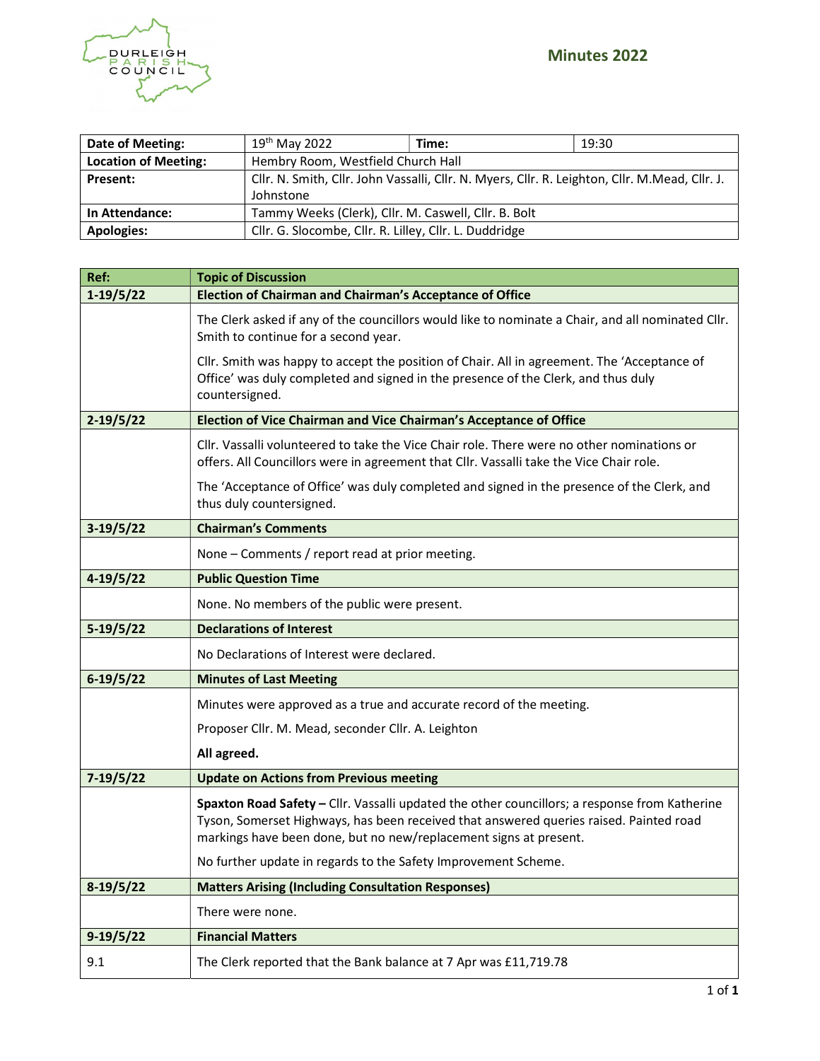DURLEIGH PARISH COUNCIL

# Minutes 2022

| | | | |
|---|---|---|---|
| **Date of Meeting:** | 19th May 2022 | **Time:** | 19:30 |
| **Location of Meeting:** | Hembry Room, Westfield Church Hall | | |
| **Present:** | Cllr. N. Smith, Cllr. John Vassalli, Cllr. N. Myers, Cllr. R. Leighton, Cllr. M.Mead, Cllr. J. Johnstone | | |
| **In Attendance:** | Tammy Weeks (Clerk), Cllr. M. Caswell, Cllr. B. Bolt | | |
| **Apologies:** | Cllr. G. Slocombe, Cllr. R. Lilley, Cllr. L. Duddridge | | |

| **Ref:** | **Topic of Discussion** |
|---|---|
| **1-19/5/22** | **Election of Chairman and Chairman's Acceptance of Office** |
| | The Clerk asked if any of the councillors would like to nominate a Chair, and all nominated Cllr. Smith to continue for a second year.<br><br>Cllr. Smith was happy to accept the position of Chair. All in agreement. The 'Acceptance of Office' was duly completed and signed in the presence of the Clerk, and thus duly countersigned. |
| **2-19/5/22** | **Election of Vice Chairman and Vice Chairman's Acceptance of Office** |
| | Cllr. Vassalli volunteered to take the Vice Chair role. There were no other nominations or offers. All Councillors were in agreement that Cllr. Vassalli take the Vice Chair role.<br><br>The 'Acceptance of Office' was duly completed and signed in the presence of the Clerk, and thus duly countersigned. |
| **3-19/5/22** | **Chairman's Comments** |
| | None – Comments / report read at prior meeting. |
| **4-19/5/22** | **Public Question Time** |
| | None. No members of the public were present. |
| **5-19/5/22** | **Declarations of Interest** |
| | No Declarations of Interest were declared. |
| **6-19/5/22** | **Minutes of Last Meeting** |
| | Minutes were approved as a true and accurate record of the meeting.<br><br>Proposer Cllr. M. Mead, seconder Cllr. A. Leighton<br><br>**All agreed.** |
| **7-19/5/22** | **Update on Actions from Previous meeting** |
| | **Spaxton Road Safety –** Cllr. Vassalli updated the other councillors; a response from Katherine Tyson, Somerset Highways, has been received that answered queries raised. Painted road markings have been done, but no new/replacement signs at present.<br><br>No further update in regards to the Safety Improvement Scheme. |
| **8-19/5/22** | **Matters Arising (Including Consultation Responses)** |
| | There were none. |
| **9-19/5/22** | **Financial Matters** |
| 9.1 | The Clerk reported that the Bank balance at 7 Apr was £11,719.78 |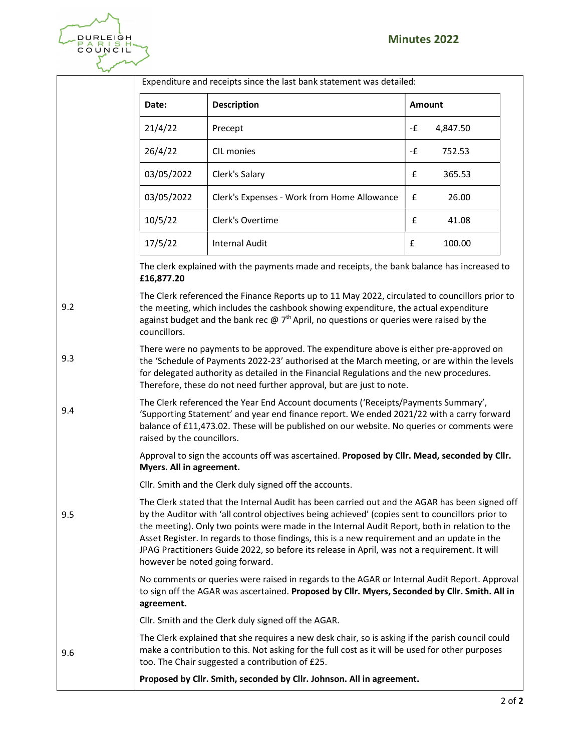| | |
|---|---|
| | Expenditure and receipts since the last bank statement was detailed: |

| Date: | Description | Amount |
|---|---|---|
| 21/4/22 | Precept | -£ 4,847.50 |
| 26/4/22 | CIL monies | -£ 752.53 |
| 03/05/2022 | Clerk's Salary | £ 365.53 |
| 03/05/2022 | Clerk's Expenses - Work from Home Allowance | £ 26.00 |
| 10/5/22 | Clerk's Overtime | £ 41.08 |
| 17/5/22 | Internal Audit | £ 100.00 |

The clerk explained with the payments made and receipts, the bank balance has increased to **£16,877.20**

**9.2** The Clerk referenced the Finance Reports up to 11 May 2022, circulated to councillors prior to the meeting, which includes the cashbook showing expenditure, the actual expenditure against budget and the bank rec @ 7th April, no questions or queries were raised by the councillors.

**9.3** There were no payments to be approved. The expenditure above is either pre-approved on the 'Schedule of Payments 2022-23' authorised at the March meeting, or are within the levels for delegated authority as detailed in the Financial Regulations and the new procedures. Therefore, these do not need further approval, but are just to note.

**9.4** The Clerk referenced the Year End Account documents ('Receipts/Payments Summary', 'Supporting Statement' and year end finance report. We ended 2021/22 with a carry forward balance of £11,473.02. These will be published on our website. No queries or comments were raised by the councillors.

Approval to sign the accounts off was ascertained. **Proposed by Cllr. Mead, seconded by Cllr. Myers. All in agreement.**

Cllr. Smith and the Clerk duly signed off the accounts.

**9.5** The Clerk stated that the Internal Audit has been carried out and the AGAR has been signed off by the Auditor with 'all control objectives being achieved' (copies sent to councillors prior to the meeting). Only two points were made in the Internal Audit Report, both in relation to the Asset Register. In regards to those findings, this is a new requirement and an update in the JPAG Practitioners Guide 2022, so before its release in April, was not a requirement. It will however be noted going forward.

No comments or queries were raised in regards to the AGAR or Internal Audit Report. Approval to sign off the AGAR was ascertained. **Proposed by Cllr. Myers, Seconded by Cllr. Smith. All in agreement.**

Cllr. Smith and the Clerk duly signed off the AGAR.

**9.6** The Clerk explained that she requires a new desk chair, so is asking if the parish council could make a contribution to this. Not asking for the full cost as it will be used for other purposes too. The Chair suggested a contribution of £25.

**Proposed by Cllr. Smith, seconded by Cllr. Johnson. All in agreement.**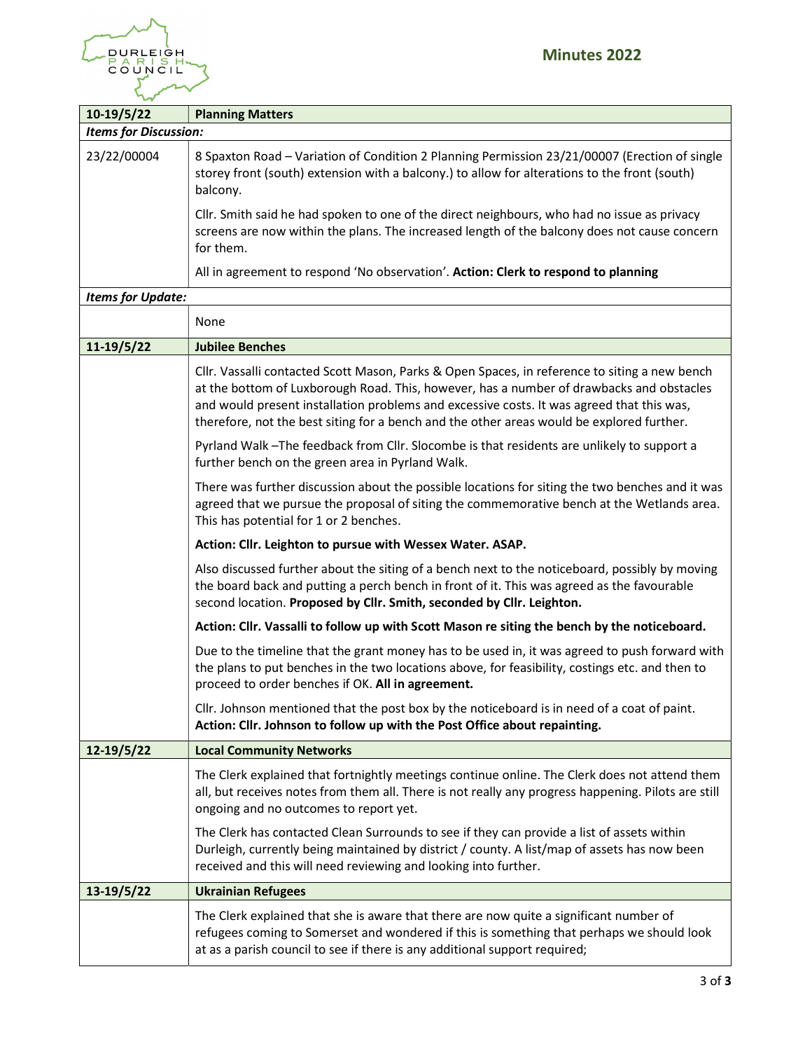# Minutes 2022

| | |
|---|---|
| **10-19/5/22** | **Planning Matters** |
| ***Items for Discussion:*** | |
| 23/22/00004 | 8 Spaxton Road – Variation of Condition 2 Planning Permission 23/21/00007 (Erection of single storey front (south) extension with a balcony.) to allow for alterations to the front (south) balcony.<br><br>Cllr. Smith said he had spoken to one of the direct neighbours, who had no issue as privacy screens are now within the plans. The increased length of the balcony does not cause concern for them.<br><br>All in agreement to respond 'No observation'. **Action: Clerk to respond to planning** |
| ***Items for Update:*** | |
| | None |
| **11-19/5/22** | **Jubilee Benches** |
| | Cllr. Vassalli contacted Scott Mason, Parks & Open Spaces, in reference to siting a new bench at the bottom of Luxborough Road. This, however, has a number of drawbacks and obstacles and would present installation problems and excessive costs. It was agreed that this was, therefore, not the best siting for a bench and the other areas would be explored further.<br><br>Pyrland Walk –The feedback from Cllr. Slocombe is that residents are unlikely to support a further bench on the green area in Pyrland Walk.<br><br>There was further discussion about the possible locations for siting the two benches and it was agreed that we pursue the proposal of siting the commemorative bench at the Wetlands area. This has potential for 1 or 2 benches.<br><br>**Action: Cllr. Leighton to pursue with Wessex Water. ASAP.**<br><br>Also discussed further about the siting of a bench next to the noticeboard, possibly by moving the board back and putting a perch bench in front of it. This was agreed as the favourable second location. **Proposed by Cllr. Smith, seconded by Cllr. Leighton.**<br><br>**Action: Cllr. Vassalli to follow up with Scott Mason re siting the bench by the noticeboard.**<br><br>Due to the timeline that the grant money has to be used in, it was agreed to push forward with the plans to put benches in the two locations above, for feasibility, costings etc. and then to proceed to order benches if OK. **All in agreement.**<br><br>Cllr. Johnson mentioned that the post box by the noticeboard is in need of a coat of paint. **Action: Cllr. Johnson to follow up with the Post Office about repainting.** |
| **12-19/5/22** | **Local Community Networks** |
| | The Clerk explained that fortnightly meetings continue online. The Clerk does not attend them all, but receives notes from them all. There is not really any progress happening. Pilots are still ongoing and no outcomes to report yet.<br><br>The Clerk has contacted Clean Surrounds to see if they can provide a list of assets within Durleigh, currently being maintained by district / county. A list/map of assets has now been received and this will need reviewing and looking into further. |
| **13-19/5/22** | **Ukrainian Refugees** |
| | The Clerk explained that she is aware that there are now quite a significant number of refugees coming to Somerset and wondered if this is something that perhaps we should look at as a parish council to see if there is any additional support required; |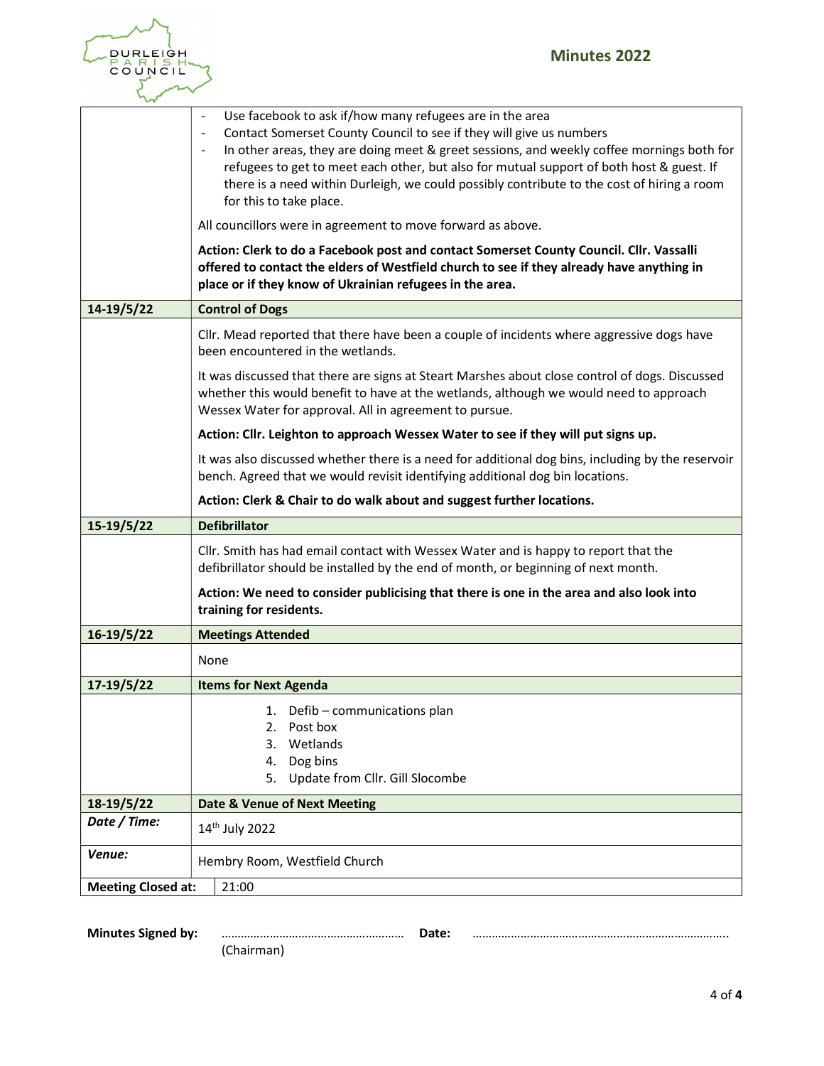| | |
|---|---|
| | - Use facebook to ask if/how many refugees are in the area<br>- Contact Somerset County Council to see if they will give us numbers<br>- In other areas, they are doing meet & greet sessions, and weekly coffee mornings both for refugees to get to meet each other, but also for mutual support of both host & guest. If there is a need within Durleigh, we could possibly contribute to the cost of hiring a room for this to take place.<br><br>All councillors were in agreement to move forward as above.<br><br>**Action: Clerk to do a Facebook post and contact Somerset County Council. Cllr. Vassalli offered to contact the elders of Westfield church to see if they already have anything in place or if they know of Ukrainian refugees in the area.** |
| **14-19/5/22** | **Control of Dogs** |
| | Cllr. Mead reported that there have been a couple of incidents where aggressive dogs have been encountered in the wetlands.<br><br>It was discussed that there are signs at Steart Marshes about close control of dogs. Discussed whether this would benefit to have at the wetlands, although we would need to approach Wessex Water for approval. All in agreement to pursue.<br><br>**Action: Cllr. Leighton to approach Wessex Water to see if they will put signs up.**<br><br>It was also discussed whether there is a need for additional dog bins, including by the reservoir bench. Agreed that we would revisit identifying additional dog bin locations.<br><br>**Action: Clerk & Chair to do walk about and suggest further locations.** |
| **15-19/5/22** | **Defibrillator** |
| | Cllr. Smith has had email contact with Wessex Water and is happy to report that the defibrillator should be installed by the end of month, or beginning of next month.<br><br>**Action: We need to consider publicising that there is one in the area and also look into training for residents.** |
| **16-19/5/22** | **Meetings Attended** |
| | None |
| **17-19/5/22** | **Items for Next Agenda** |
| | 1. Defib – communications plan<br>2. Post box<br>3. Wetlands<br>4. Dog bins<br>5. Update from Cllr. Gill Slocombe |
| **18-19/5/22** | **Date & Venue of Next Meeting** |
| ***Date / Time:*** | 14th July 2022 |
| ***Venue:*** | Hembry Room, Westfield Church |
| **Meeting Closed at:** | 21:00 |

**Minutes Signed by:** ……………………………………………… **Date:** ………………………………………………………………….
(Chairman)